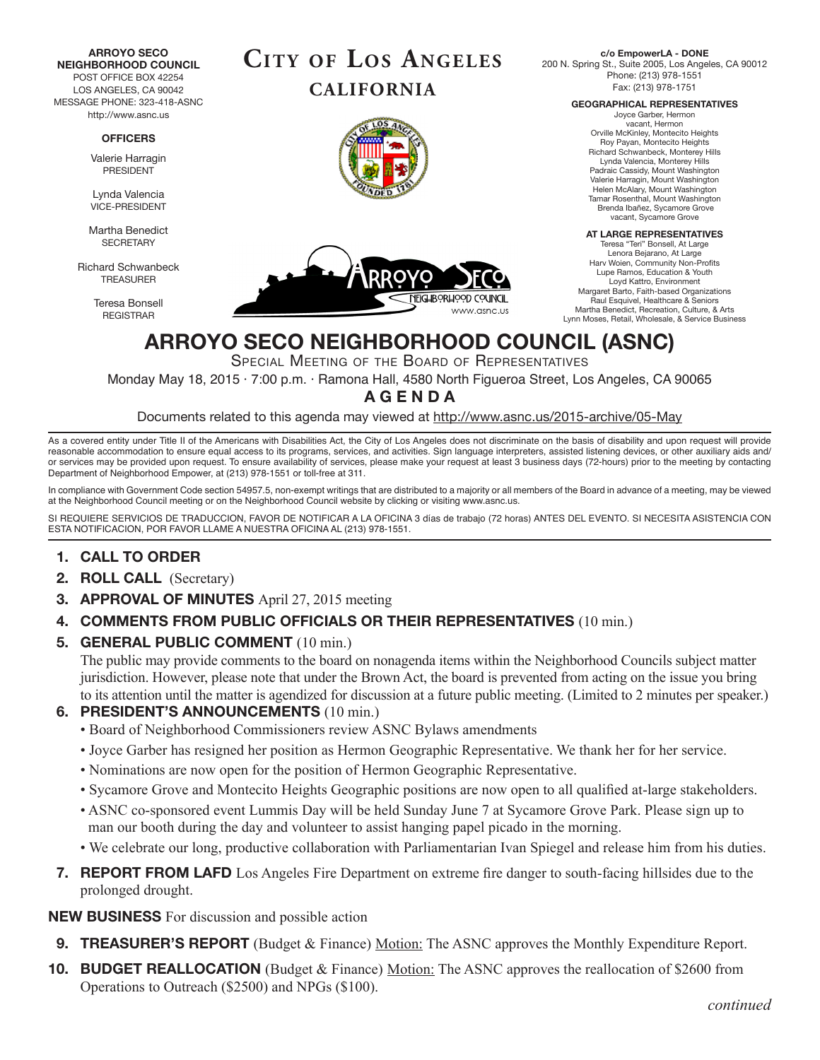**ARROYO SECO NEIGHBORHOOD COUNCIL**
POST OFFICE BOX 42254
LOS ANGELES, CA 90042
MESSAGE PHONE: 323-418-ASNC
http://www.asnc.us

**OFFICERS**

Valerie Harragin
PRESIDENT

Lynda Valencia
VICE-PRESIDENT

Martha Benedict
SECRETARY

Richard Schwanbeck
TREASURER

Teresa Bonsell
REGISTRAR

# CITY OF LOS ANGELES
## CALIFORNIA

**c/o EmpowerLA - DONE**
200 N. Spring St., Suite 2005, Los Angeles, CA 90012
Phone: (213) 978-1551
Fax: (213) 978-1751

**GEOGRAPHICAL REPRESENTATIVES**
Joyce Garber, Hermon
vacant, Hermon
Orville McKinley, Montecito Heights
Roy Payan, Montecito Heights
Richard Schwanbeck, Monterey Hills
Lynda Valencia, Monterey Hills
Padraic Cassidy, Mount Washington
Valerie Harragin, Mount Washington
Helen McAlary, Mount Washington
Tamar Rosenthal, Mount Washington
Brenda Ibañez, Sycamore Grove
vacant, Sycamore Grove

**AT LARGE REPRESENTATIVES**
Teresa "Teri" Bonsell, At Large
Lenora Bejarano, At Large
Harv Woien, Community Non-Profits
Lupe Ramos, Education & Youth
Loyd Kattro, Environment
Margaret Barto, Faith-based Organizations
Raul Esquivel, Healthcare & Seniors
Martha Benedict, Recreation, Culture, & Arts
Lynn Moses, Retail, Wholesale, & Service Business

# ARROYO SECO NEIGHBORHOOD COUNCIL (ASNC)

SPECIAL MEETING OF THE BOARD OF REPRESENTATIVES

Monday May 18, 2015 · 7:00 p.m. · Ramona Hall, 4580 North Figueroa Street, Los Angeles, CA 90065

**AGENDA**

Documents related to this agenda may viewed at http://www.asnc.us/2015-archive/05-May

As a covered entity under Title II of the Americans with Disabilities Act, the City of Los Angeles does not discriminate on the basis of disability and upon request will provide reasonable accommodation to ensure equal access to its programs, services, and activities. Sign language interpreters, assisted listening devices, or other auxiliary aids and/or services may be provided upon request. To ensure availability of services, please make your request at least 3 business days (72-hours) prior to the meeting by contacting Department of Neighborhood Empower, at (213) 978-1551 or toll-free at 311.

In compliance with Government Code section 54957.5, non-exempt writings that are distributed to a majority or all members of the Board in advance of a meeting, may be viewed at the Neighborhood Council meeting or on the Neighborhood Council website by clicking or visiting www.asnc.us.

SI REQUIERE SERVICIOS DE TRADUCCION, FAVOR DE NOTIFICAR A LA OFICINA 3 días de trabajo (72 horas) ANTES DEL EVENTO. SI NECESITA ASISTENCIA CON ESTA NOTIFICACION, POR FAVOR LLAME A NUESTRA OFICINA AL (213) 978-1551.

1. **CALL TO ORDER**
2. **ROLL CALL** (Secretary)
3. **APPROVAL OF MINUTES** April 27, 2015 meeting
4. **COMMENTS FROM PUBLIC OFFICIALS OR THEIR REPRESENTATIVES** (10 min.)
5. **GENERAL PUBLIC COMMENT** (10 min.)
   The public may provide comments to the board on nonagenda items within the Neighborhood Councils subject matter jurisdiction. However, please note that under the Brown Act, the board is prevented from acting on the issue you bring to its attention until the matter is agendized for discussion at a future public meeting. (Limited to 2 minutes per speaker.)
6. **PRESIDENT'S ANNOUNCEMENTS** (10 min.)
   - Board of Neighborhood Commissioners review ASNC Bylaws amendments
   - Joyce Garber has resigned her position as Hermon Geographic Representative. We thank her for her service.
   - Nominations are now open for the position of Hermon Geographic Representative.
   - Sycamore Grove and Montecito Heights Geographic positions are now open to all qualified at-large stakeholders.
   - ASNC co-sponsored event Lummis Day will be held Sunday June 7 at Sycamore Grove Park. Please sign up to man our booth during the day and volunteer to assist hanging papel picado in the morning.
   - We celebrate our long, productive collaboration with Parliamentarian Ivan Spiegel and release him from his duties.
7. **REPORT FROM LAFD** Los Angeles Fire Department on extreme fire danger to south-facing hillsides due to the prolonged drought.

**NEW BUSINESS** For discussion and possible action

9. **TREASURER'S REPORT** (Budget & Finance) Motion: The ASNC approves the Monthly Expenditure Report.
10. **BUDGET REALLOCATION** (Budget & Finance) Motion: The ASNC approves the reallocation of $2600 from Operations to Outreach ($2500) and NPGs ($100).

*continued*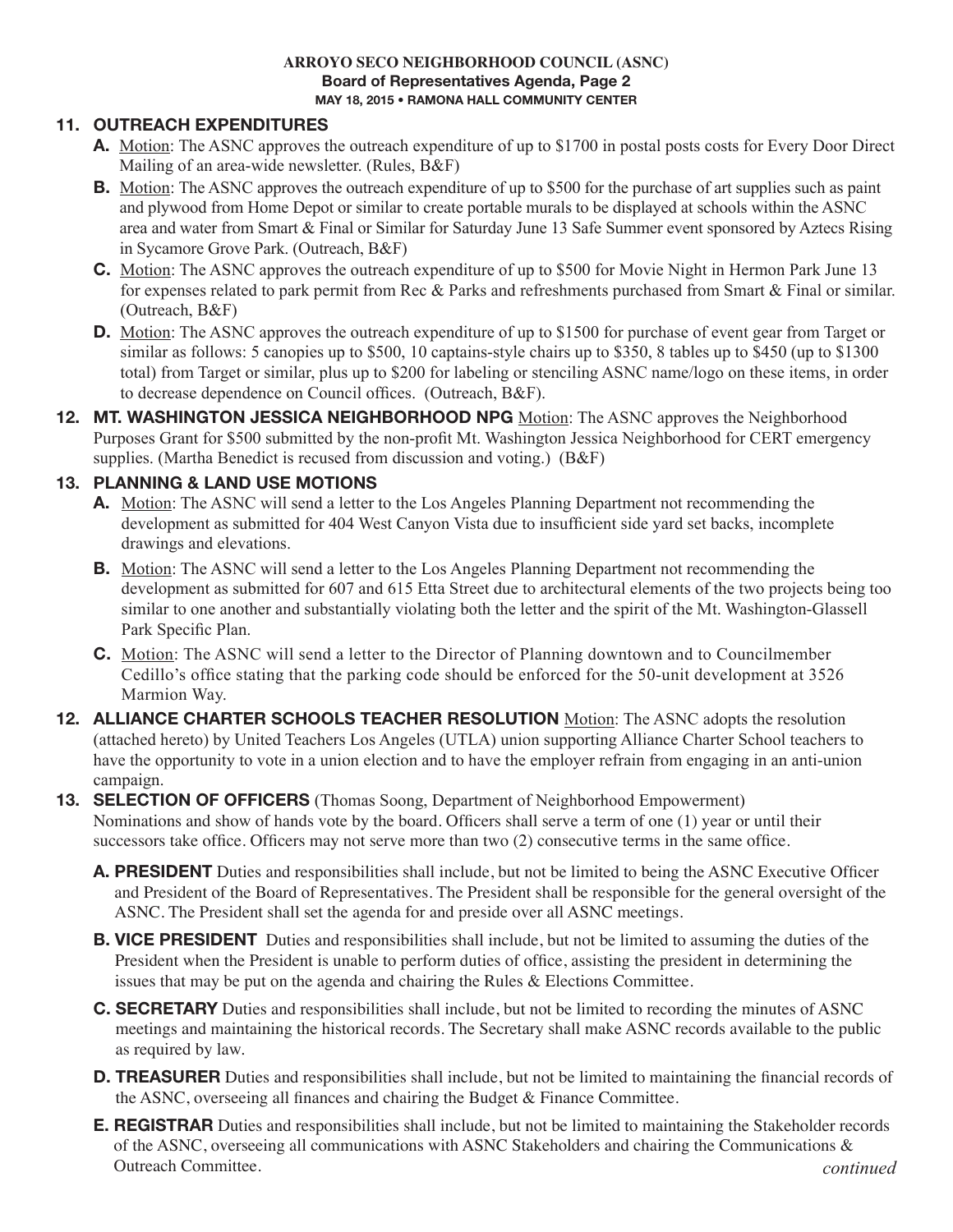**ARROYO SECO NEIGHBORHOOD COUNCIL (ASNC)**
**Board of Representatives Agenda, Page 2**
**MAY 18, 2015 • RAMONA HALL COMMUNITY CENTER**

**11. OUTREACH EXPENDITURES**

- **A.** Motion: The ASNC approves the outreach expenditure of up to $1700 in postal posts costs for Every Door Direct Mailing of an area-wide newsletter. (Rules, B&F)
- **B.** Motion: The ASNC approves the outreach expenditure of up to $500 for the purchase of art supplies such as paint and plywood from Home Depot or similar to create portable murals to be displayed at schools within the ASNC area and water from Smart & Final or Similar for Saturday June 13 Safe Summer event sponsored by Aztecs Rising in Sycamore Grove Park. (Outreach, B&F)
- **C.** Motion: The ASNC approves the outreach expenditure of up to $500 for Movie Night in Hermon Park June 13 for expenses related to park permit from Rec & Parks and refreshments purchased from Smart & Final or similar. (Outreach, B&F)
- **D.** Motion: The ASNC approves the outreach expenditure of up to $1500 for purchase of event gear from Target or similar as follows: 5 canopies up to $500, 10 captains-style chairs up to $350, 8 tables up to $450 (up to $1300 total) from Target or similar, plus up to $200 for labeling or stenciling ASNC name/logo on these items, in order to decrease dependence on Council offices. (Outreach, B&F).

**12. MT. WASHINGTON JESSICA NEIGHBORHOOD NPG** Motion: The ASNC approves the Neighborhood Purposes Grant for $500 submitted by the non-profit Mt. Washington Jessica Neighborhood for CERT emergency supplies. (Martha Benedict is recused from discussion and voting.) (B&F)

**13. PLANNING & LAND USE MOTIONS**

- **A.** Motion: The ASNC will send a letter to the Los Angeles Planning Department not recommending the development as submitted for 404 West Canyon Vista due to insufficient side yard set backs, incomplete drawings and elevations.
- **B.** Motion: The ASNC will send a letter to the Los Angeles Planning Department not recommending the development as submitted for 607 and 615 Etta Street due to architectural elements of the two projects being too similar to one another and substantially violating both the letter and the spirit of the Mt. Washington-Glassell Park Specific Plan.
- **C.** Motion: The ASNC will send a letter to the Director of Planning downtown and to Councilmember Cedillo's office stating that the parking code should be enforced for the 50-unit development at 3526 Marmion Way.

**12. ALLIANCE CHARTER SCHOOLS TEACHER RESOLUTION** Motion: The ASNC adopts the resolution (attached hereto) by United Teachers Los Angeles (UTLA) union supporting Alliance Charter School teachers to have the opportunity to vote in a union election and to have the employer refrain from engaging in an anti-union campaign.

**13. SELECTION OF OFFICERS** (Thomas Soong, Department of Neighborhood Empowerment)
Nominations and show of hands vote by the board. Officers shall serve a term of one (1) year or until their successors take office. Officers may not serve more than two (2) consecutive terms in the same office.

- **A. PRESIDENT** Duties and responsibilities shall include, but not be limited to being the ASNC Executive Officer and President of the Board of Representatives. The President shall be responsible for the general oversight of the ASNC. The President shall set the agenda for and preside over all ASNC meetings.
- **B. VICE PRESIDENT** Duties and responsibilities shall include, but not be limited to assuming the duties of the President when the President is unable to perform duties of office, assisting the president in determining the issues that may be put on the agenda and chairing the Rules & Elections Committee.
- **C. SECRETARY** Duties and responsibilities shall include, but not be limited to recording the minutes of ASNC meetings and maintaining the historical records. The Secretary shall make ASNC records available to the public as required by law.
- **D. TREASURER** Duties and responsibilities shall include, but not be limited to maintaining the financial records of the ASNC, overseeing all finances and chairing the Budget & Finance Committee.
- **E. REGISTRAR** Duties and responsibilities shall include, but not be limited to maintaining the Stakeholder records of the ASNC, overseeing all communications with ASNC Stakeholders and chairing the Communications & Outreach Committee.

*continued*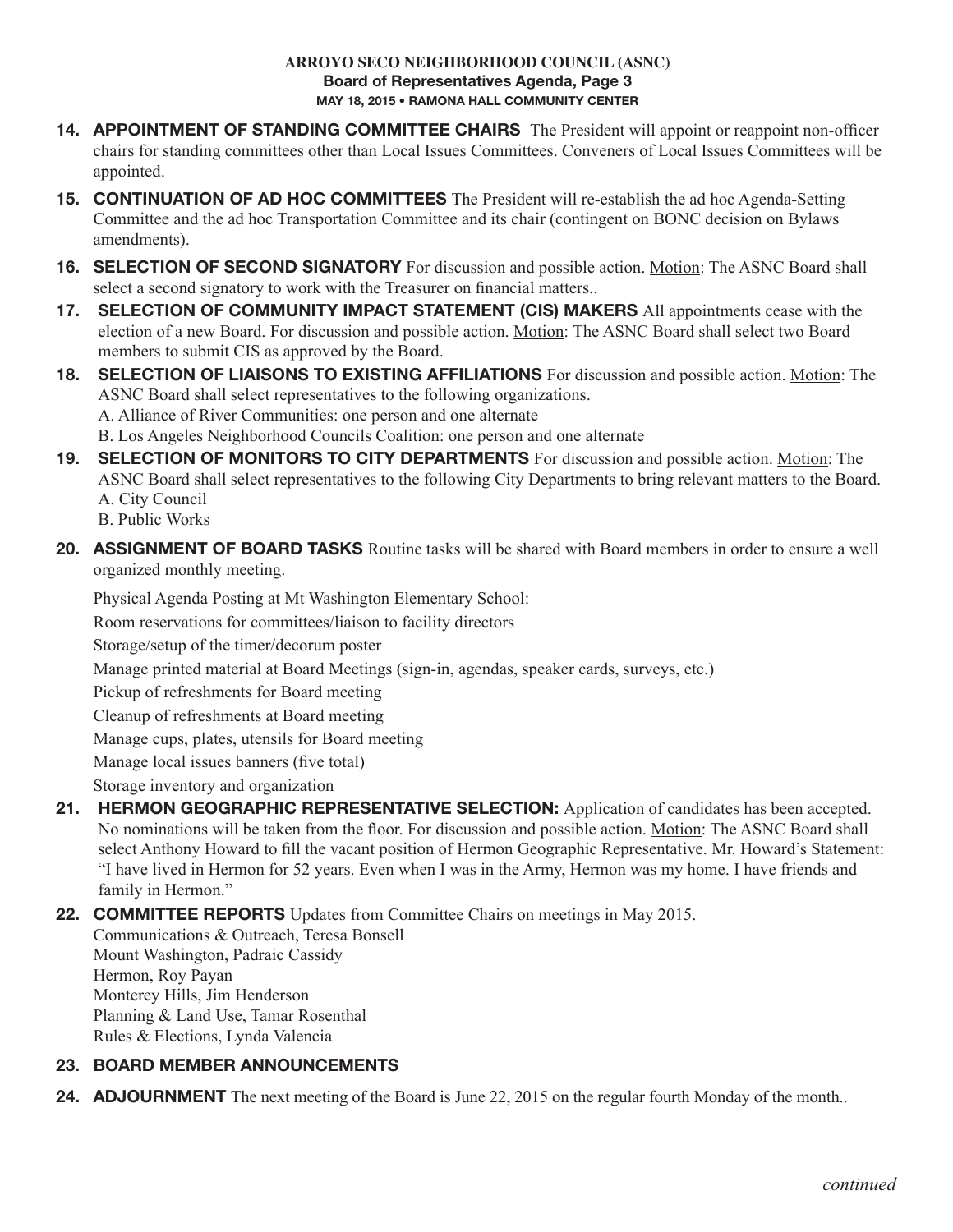**ARROYO SECO NEIGHBORHOOD COUNCIL (ASNC)**
**Board of Representatives Agenda, Page 3**
**MAY 18, 2015 • RAMONA HALL COMMUNITY CENTER**

14. **APPOINTMENT OF STANDING COMMITTEE CHAIRS** The President will appoint or reappoint non-officer chairs for standing committees other than Local Issues Committees. Conveners of Local Issues Committees will be appointed.

15. **CONTINUATION OF AD HOC COMMITTEES** The President will re-establish the ad hoc Agenda-Setting Committee and the ad hoc Transportation Committee and its chair (contingent on BONC decision on Bylaws amendments).

16. **SELECTION OF SECOND SIGNATORY** For discussion and possible action. Motion: The ASNC Board shall select a second signatory to work with the Treasurer on financial matters..

17. **SELECTION OF COMMUNITY IMPACT STATEMENT (CIS) MAKERS** All appointments cease with the election of a new Board. For discussion and possible action. Motion: The ASNC Board shall select two Board members to submit CIS as approved by the Board.

18. **SELECTION OF LIAISONS TO EXISTING AFFILIATIONS** For discussion and possible action. Motion: The ASNC Board shall select representatives to the following organizations.
    A. Alliance of River Communities: one person and one alternate
    B. Los Angeles Neighborhood Councils Coalition: one person and one alternate

19. **SELECTION OF MONITORS TO CITY DEPARTMENTS** For discussion and possible action. Motion: The ASNC Board shall select representatives to the following City Departments to bring relevant matters to the Board.
    A. City Council
    B. Public Works

20. **ASSIGNMENT OF BOARD TASKS** Routine tasks will be shared with Board members in order to ensure a well organized monthly meeting.

    Physical Agenda Posting at Mt Washington Elementary School:

    Room reservations for committees/liaison to facility directors

    Storage/setup of the timer/decorum poster

    Manage printed material at Board Meetings (sign-in, agendas, speaker cards, surveys, etc.)

    Pickup of refreshments for Board meeting

    Cleanup of refreshments at Board meeting

    Manage cups, plates, utensils for Board meeting

    Manage local issues banners (five total)

    Storage inventory and organization

21. **HERMON GEOGRAPHIC REPRESENTATIVE SELECTION:** Application of candidates has been accepted. No nominations will be taken from the floor. For discussion and possible action. Motion: The ASNC Board shall select Anthony Howard to fill the vacant position of Hermon Geographic Representative. Mr. Howard's Statement: "I have lived in Hermon for 52 years. Even when I was in the Army, Hermon was my home. I have friends and family in Hermon."

22. **COMMITTEE REPORTS** Updates from Committee Chairs on meetings in May 2015.
    Communications & Outreach, Teresa Bonsell
    Mount Washington, Padraic Cassidy
    Hermon, Roy Payan
    Monterey Hills, Jim Henderson
    Planning & Land Use, Tamar Rosenthal
    Rules & Elections, Lynda Valencia

23. **BOARD MEMBER ANNOUNCEMENTS**

24. **ADJOURNMENT** The next meeting of the Board is June 22, 2015 on the regular fourth Monday of the month..

*continued*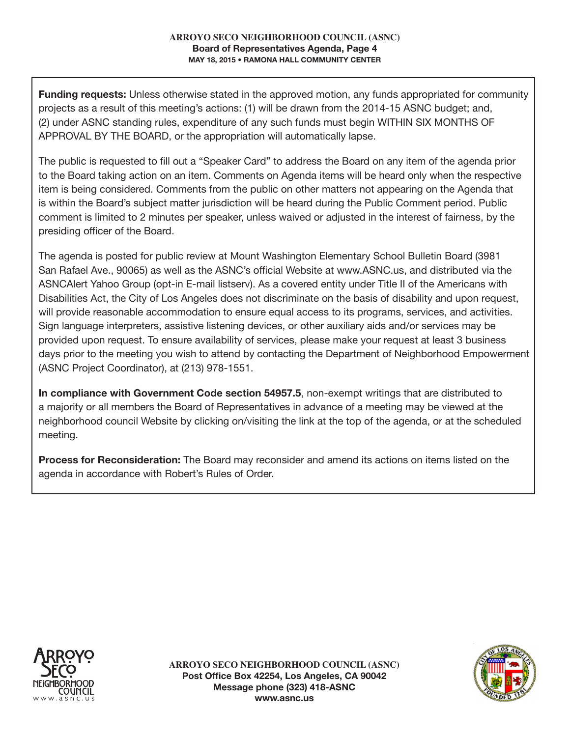**Funding requests:** Unless otherwise stated in the approved motion, any funds appropriated for community projects as a result of this meeting's actions: (1) will be drawn from the 2014-15 ASNC budget; and, (2) under ASNC standing rules, expenditure of any such funds must begin WITHIN SIX MONTHS OF APPROVAL BY THE BOARD, or the appropriation will automatically lapse.

The public is requested to fill out a "Speaker Card" to address the Board on any item of the agenda prior to the Board taking action on an item. Comments on Agenda items will be heard only when the respective item is being considered. Comments from the public on other matters not appearing on the Agenda that is within the Board's subject matter jurisdiction will be heard during the Public Comment period. Public comment is limited to 2 minutes per speaker, unless waived or adjusted in the interest of fairness, by the presiding officer of the Board.

The agenda is posted for public review at Mount Washington Elementary School Bulletin Board (3981 San Rafael Ave., 90065) as well as the ASNC's official Website at www.ASNC.us, and distributed via the ASNCAlert Yahoo Group (opt-in E-mail listserv). As a covered entity under Title II of the Americans with Disabilities Act, the City of Los Angeles does not discriminate on the basis of disability and upon request, will provide reasonable accommodation to ensure equal access to its programs, services, and activities. Sign language interpreters, assistive listening devices, or other auxiliary aids and/or services may be provided upon request. To ensure availability of services, please make your request at least 3 business days prior to the meeting you wish to attend by contacting the Department of Neighborhood Empowerment (ASNC Project Coordinator), at (213) 978-1551.

**In compliance with Government Code section 54957.5**, non-exempt writings that are distributed to a majority or all members the Board of Representatives in advance of a meeting may be viewed at the neighborhood council Website by clicking on/visiting the link at the top of the agenda, or at the scheduled meeting.

**Process for Reconsideration:** The Board may reconsider and amend its actions on items listed on the agenda in accordance with Robert's Rules of Order.

**ARROYO SECO NEIGHBORHOOD COUNCIL (ASNC)**
**Post Office Box 42254, Los Angeles, CA 90042**
**Message phone (323) 418-ASNC**
**www.asnc.us**